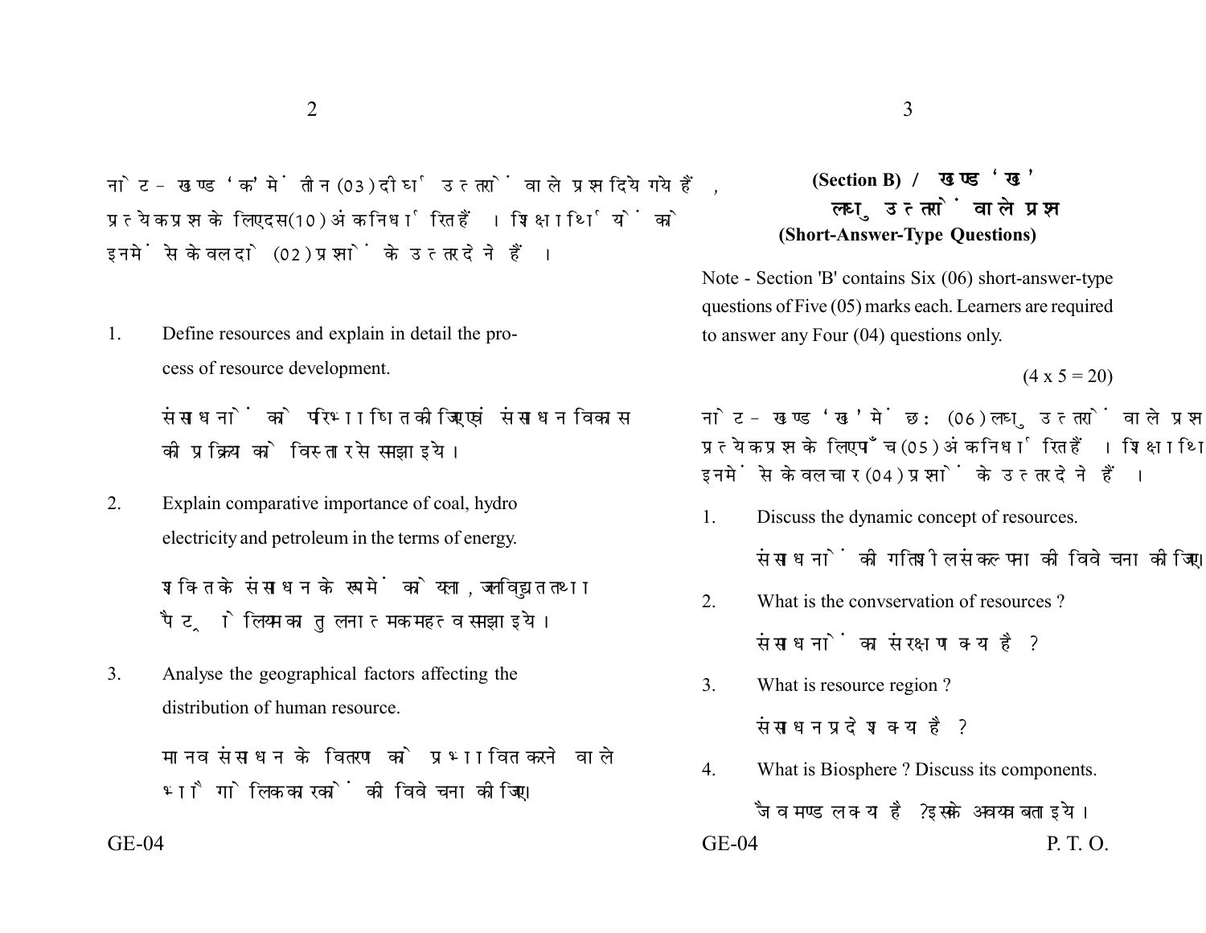नोट – खण्ड 'क' में तीन (03) दीर्घ उत्तरों वाले प्रश्न दिये गये हैं, प्रत्येक प्रश्न के लिए दस (10) अंक निर्धारित हैं। शिक्षार्थियों को इनमें से केवल दो (02) प्रश्नों के उत्तर देने हैं।

1. Define resources and explain in detail the process of resource development.

   संसाधनों को परिभाषित कीजिए एवं संसाधन विकास की प्रक्रिया को विस्तार से समझाइये।

2. Explain comparative importance of coal, hydro electricity and petroleum in the terms of energy.

   शक्ति के संसाधन के रूप में कोयला, जलविद्युत तथा पैट्रोलियम का तुलनात्मक महत्व समझाइये।

3. Analyse the geographical factors affecting the distribution of human resource.

   मानव संसाधन के वितरण को प्रभावित करने वाले भौगोलिक कारकों की विवेचना कीजिए।

## (Section B) / खण्ड 'ख'

### लघु उत्तरों वाले प्रश्न

### (Short-Answer-Type Questions)

Note - Section 'B' contains Six (06) short-answer-type questions of Five (05) marks each. Learners are required to answer any Four (04) questions only.

(4 x 5 = 20)

नोट – खण्ड 'ख' में छः (06) लघु उत्तरों वाले प्रश्न प्रत्येक प्रश्न के लिए पाँच (05) अंक निर्धारित हैं। शिक्षार्थि इनमें से केवल चार (04) प्रश्नों के उत्तर देने हैं।

1. Discuss the dynamic concept of resources.

   संसाधनों की गतिशील संकल्पना की विवेचना कीजिए।

2. What is the convservation of resources ?

   संसाधनों का संरक्षण क्या है ?

3. What is resource region ?

   संसाधन प्रदेश क्या है ?

4. What is Biosphere ? Discuss its components.

   जैवमण्डल क्या है ? इसके अवयव बताइये।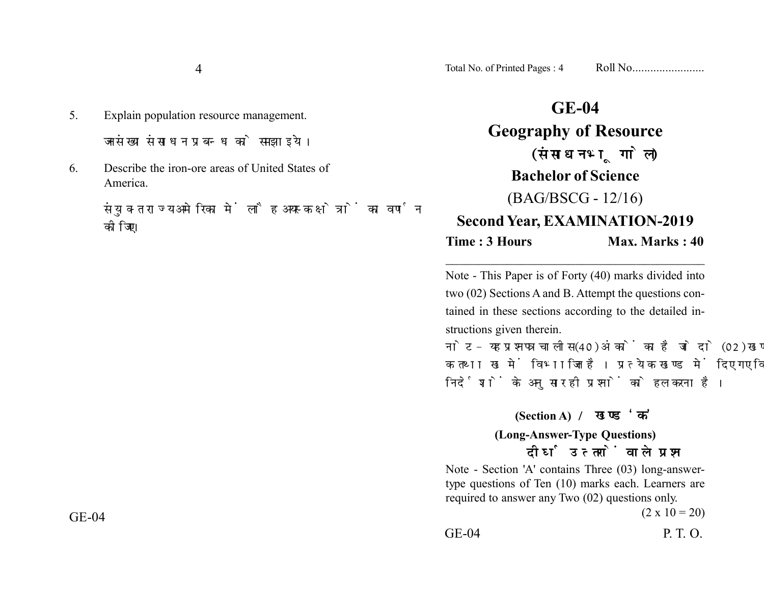5. Explain population resource management.

जनसंख्या संसाधन प्रबन्धन को समझाइये।

6. Describe the iron-ore areas of United States of America.

संयुक्त राज्य अमेरिका में लौह अयस्क क्षेत्रों का वर्णन कीजिए।

# GE-04

## Geography of Resource

## (संसाधन भूगोल)

### Bachelor of Science

(BAG/BSCG - 12/16)

### Second Year, EXAMINATION-2019

**Time : 3 Hours** **Max. Marks : 40**

Note - This Paper is of Forty (40) marks divided into two (02) Sections A and B. Attempt the questions contained in these sections according to the detailed instructions given therein.

नोट - यह प्रश्नपत्र चालीस (40) अंकों का है जो दो (02) खण्डों क तथा ख में विभाजित है। प्रत्येक खण्ड में दिए गए विस्तृत निर्देशों के अनुसार ही प्रश्नों को हल करना है।

### (Section A) / खण्ड 'क'

### (Long-Answer-Type Questions)

### दीर्घ उत्तरों वाले प्रश्न

Note - Section 'A' contains Three (03) long-answer-type questions of Ten (10) marks each. Learners are required to answer any Two (02) questions only.

(2 x 10 = 20)